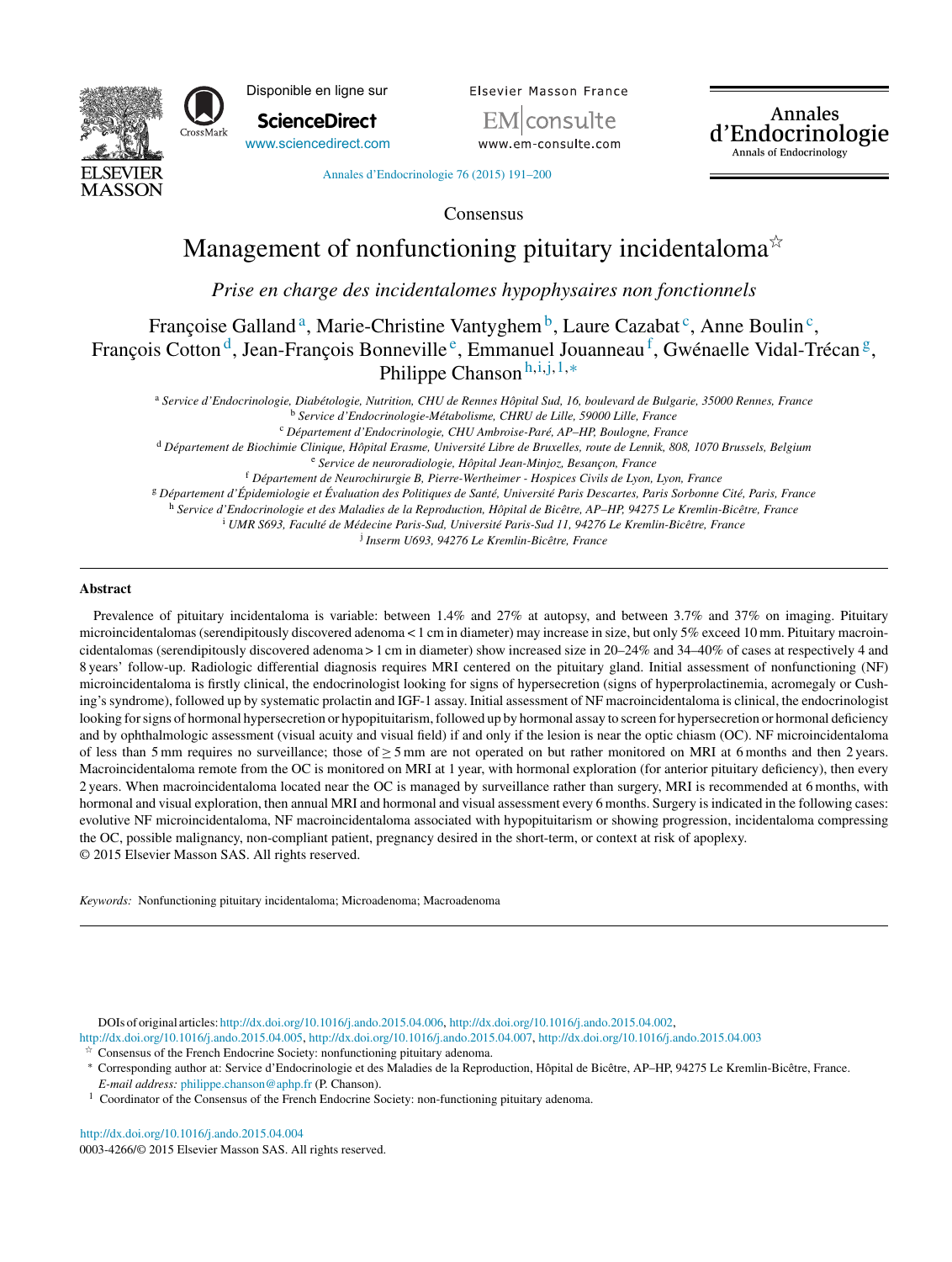Consensus

# Management of nonfunctioning pituitary incidentaloma☆

*Prise en charge des incidentalomes hypophysaires non fonctionnels*

Françoise Galland[a], Marie-Christine Vantyghem[b], Laure Cazabat[c], Anne Boulin[c], François Cotton[d], Jean-François Bonneville[e], Emmanuel Jouanneau[f], Gwénaelle Vidal-Trécan[g], Philippe Chanson[h,i,j,1,*]

[a] *Service d'Endocrinologie, Diabétologie, Nutrition, CHU de Rennes Hôpital Sud, 16, boulevard de Bulgarie, 35000 Rennes, France*
[b] *Service d'Endocrinologie-Métabolisme, CHRU de Lille, 59000 Lille, France*
[c] *Département d'Endocrinologie, CHU Ambroise-Paré, AP–HP, Boulogne, France*
[d] *Département de Biochimie Clinique, Hôpital Erasme, Université Libre de Bruxelles, route de Lennik, 808, 1070 Brussels, Belgium*
[e] *Service de neuroradiologie, Hôpital Jean-Minjoz, Besançon, France*
[f] *Département de Neurochirurgie B, Pierre-Wertheimer - Hospices Civils de Lyon, Lyon, France*
[g] *Département d'Épidemiologie et Évaluation des Politiques de Santé, Université Paris Descartes, Paris Sorbonne Cité, Paris, France*
[h] *Service d'Endocrinologie et des Maladies de la Reproduction, Hôpital de Bicêtre, AP–HP, 94275 Le Kremlin-Bicêtre, France*
[i] *UMR S693, Faculté de Médecine Paris-Sud, Université Paris-Sud 11, 94276 Le Kremlin-Bicêtre, France*
[j] *Inserm U693, 94276 Le Kremlin-Bicêtre, France*

## Abstract

Prevalence of pituitary incidentaloma is variable: between 1.4% and 27% at autopsy, and between 3.7% and 37% on imaging. Pituitary microincidentalomas (serendipitously discovered adenoma < 1 cm in diameter) may increase in size, but only 5% exceed 10 mm. Pituitary macroincidentalomas (serendipitously discovered adenoma > 1 cm in diameter) show increased size in 20–24% and 34–40% of cases at respectively 4 and 8 years' follow-up. Radiologic differential diagnosis requires MRI centered on the pituitary gland. Initial assessment of nonfunctioning (NF) microincidentaloma is firstly clinical, the endocrinologist looking for signs of hypersecretion (signs of hyperprolactinemia, acromegaly or Cushing's syndrome), followed up by systematic prolactin and IGF-1 assay. Initial assessment of NF macroincidentaloma is clinical, the endocrinologist looking for signs of hormonal hypersecretion or hypopituitarism, followed up by hormonal assay to screen for hypersecretion or hormonal deficiency and by ophthalmologic assessment (visual acuity and visual field) if and only if the lesion is near the optic chiasm (OC). NF microincidentaloma of less than 5 mm requires no surveillance; those of ≥ 5 mm are not operated on but rather monitored on MRI at 6 months and then 2 years. Macroincidentaloma remote from the OC is monitored on MRI at 1 year, with hormonal exploration (for anterior pituitary deficiency), then every 2 years. When macroincidentaloma located near the OC is managed by surveillance rather than surgery, MRI is recommended at 6 months, with hormonal and visual exploration, then annual MRI and hormonal and visual assessment every 6 months. Surgery is indicated in the following cases: evolutive NF microincidentaloma, NF macroincidentaloma associated with hypopituitarism or showing progression, incidentaloma compressing the OC, possible malignancy, non-compliant patient, pregnancy desired in the short-term, or context at risk of apoplexy.
© 2015 Elsevier Masson SAS. All rights reserved.

*Keywords:* Nonfunctioning pituitary incidentaloma; Microadenoma; Macroadenoma

DOIs of original articles: http://dx.doi.org/10.1016/j.ando.2015.04.006, http://dx.doi.org/10.1016/j.ando.2015.04.002, http://dx.doi.org/10.1016/j.ando.2015.04.005, http://dx.doi.org/10.1016/j.ando.2015.04.007, http://dx.doi.org/10.1016/j.ando.2015.04.003

☆ Consensus of the French Endocrine Society: nonfunctioning pituitary adenoma.

\* Corresponding author at: Service d'Endocrinologie et des Maladies de la Reproduction, Hôpital de Bicêtre, AP–HP, 94275 Le Kremlin-Bicêtre, France.
*E-mail address:* philippe.chanson@aphp.fr (P. Chanson).

[1] Coordinator of the Consensus of the French Endocrine Society: non-functioning pituitary adenoma.

http://dx.doi.org/10.1016/j.ando.2015.04.004
0003-4266/© 2015 Elsevier Masson SAS. All rights reserved.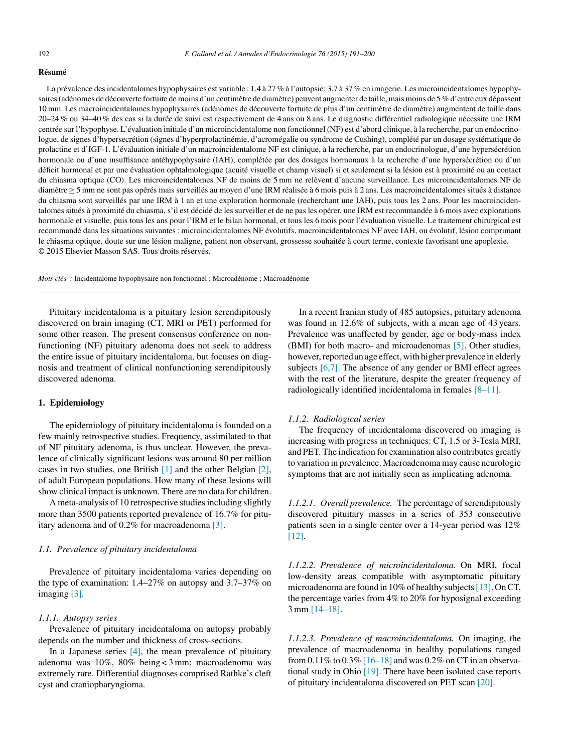**Résumé**

La prévalence des incidentalomes hypophysaires est variable : 1,4 à 27 % à l'autopsie; 3,7 à 37 % en imagerie. Les microincidentalomes hypophysaires (adénomes de découverte fortuite de moins d'un centimètre de diamètre) peuvent augmenter de taille, mais moins de 5 % d'entre eux dépassent 10 mm. Les macroincidentalomes hypophysaires (adénomes de découverte fortuite de plus d'un centimètre de diamètre) augmentent de taille dans 20–24 % ou 34–40 % des cas si la durée de suivi est respectivement de 4 ans ou 8 ans. Le diagnostic différentiel radiologique nécessite une IRM centrée sur l'hypophyse. L'évaluation initiale d'un microincidentalome non fonctionnel (NF) est d'abord clinique, à la recherche, par un endocrinologue, de signes d'hypersecrétion (signes d'hyperprolactinémie, d'acromégalie ou syndrome de Cushing), complété par un dosage systématique de prolactine et d'IGF-1. L'évaluation initiale d'un macroincidentalome NF est clinique, à la recherche, par un endocrinologue, d'une hypersécrétion hormonale ou d'une insuffisance antéhypophysaire (IAH), complétée par des dosages hormonaux à la recherche d'une hypersécrétion ou d'un déficit hormonal et par une évaluation ophtalmologique (acuité visuelle et champ visuel) si et seulement si la lésion est à proximité ou au contact du chiasma optique (CO). Les microincidentalomes NF de moins de 5 mm ne relèvent d'aucune surveillance. Les microincidentalomes NF de diamètre ≥ 5 mm ne sont pas opérés mais surveillés au moyen d'une IRM réalisée à 6 mois puis à 2 ans. Les macroincidentalomes situés à distance du chiasma sont surveillés par une IRM à 1 an et une exploration hormonale (recherchant une IAH), puis tous les 2 ans. Pour les macroincidentalomes situés à proximité du chiasma, s'il est décidé de les surveiller et de ne pas les opérer, une IRM est recommandée à 6 mois avec explorations hormonale et visuelle, puis tous les ans pour l'IRM et le bilan hormonal, et tous les 6 mois pour l'évaluation visuelle. Le traitement chirurgical est recommandé dans les situations suivantes : microincidentalomes NF évolutifs, macroincidentalomes NF avec IAH, ou évolutif, lésion comprimant le chiasma optique, doute sur une lésion maligne, patient non observant, grossesse souhaitée à court terme, contexte favorisant une apoplexie.
© 2015 Elsevier Masson SAS. Tous droits réservés.

*Mots clés :* Incidentalome hypophysaire non fonctionnel ; Microadénome ; Macroadénome

Pituitary incidentaloma is a pituitary lesion serendipitously discovered on brain imaging (CT, MRI or PET) performed for some other reason. The present consensus conference on nonfunctioning (NF) pituitary adenoma does not seek to address the entire issue of pituitary incidentaloma, but focuses on diagnosis and treatment of clinical nonfunctioning serendipitously discovered adenoma.

## 1. Epidemiology

The epidemiology of pituitary incidentaloma is founded on a few mainly retrospective studies. Frequency, assimilated to that of NF pituitary adenoma, is thus unclear. However, the prevalence of clinically significant lesions was around 80 per million cases in two studies, one British [1] and the other Belgian [2], of adult European populations. How many of these lesions will show clinical impact is unknown. There are no data for children.

A meta-analysis of 10 retrospective studies including slightly more than 3500 patients reported prevalence of 16.7% for pituitary adenoma and of 0.2% for macroadenoma [3].

### *1.1. Prevalence of pituitary incidentaloma*

Prevalence of pituitary incidentaloma varies depending on the type of examination: 1.4–27% on autopsy and 3.7–37% on imaging [3].

#### *1.1.1. Autopsy series*

Prevalence of pituitary incidentaloma on autopsy probably depends on the number and thickness of cross-sections.

In a Japanese series [4], the mean prevalence of pituitary adenoma was 10%, 80% being < 3 mm; macroadenoma was extremely rare. Differential diagnoses comprised Rathke's cleft cyst and craniopharyngioma.

In a recent Iranian study of 485 autopsies, pituitary adenoma was found in 12.6% of subjects, with a mean age of 43 years. Prevalence was unaffected by gender, age or body-mass index (BMI) for both macro- and microadenomas [5]. Other studies, however, reported an age effect, with higher prevalence in elderly subjects [6,7]. The absence of any gender or BMI effect agrees with the rest of the literature, despite the greater frequency of radiologically identified incidentaloma in females [8–11].

#### *1.1.2. Radiological series*

The frequency of incidentaloma discovered on imaging is increasing with progress in techniques: CT, 1.5 or 3-Tesla MRI, and PET. The indication for examination also contributes greatly to variation in prevalence. Macroadenoma may cause neurologic symptoms that are not initially seen as implicating adenoma.

*1.1.2.1. Overall prevalence.* The percentage of serendipitously discovered pituitary masses in a series of 353 consecutive patients seen in a single center over a 14-year period was 12% [12].

*1.1.2.2. Prevalence of microincidentaloma.* On MRI, focal low-density areas compatible with asymptomatic pituitary microadenoma are found in 10% of healthy subjects [13]. On CT, the percentage varies from 4% to 20% for hyposignal exceeding 3 mm [14–18].

*1.1.2.3. Prevalence of macroincidentaloma.* On imaging, the prevalence of macroadenoma in healthy populations ranged from 0.11% to 0.3% [16–18] and was 0.2% on CT in an observational study in Ohio [19]. There have been isolated case reports of pituitary incidentaloma discovered on PET scan [20].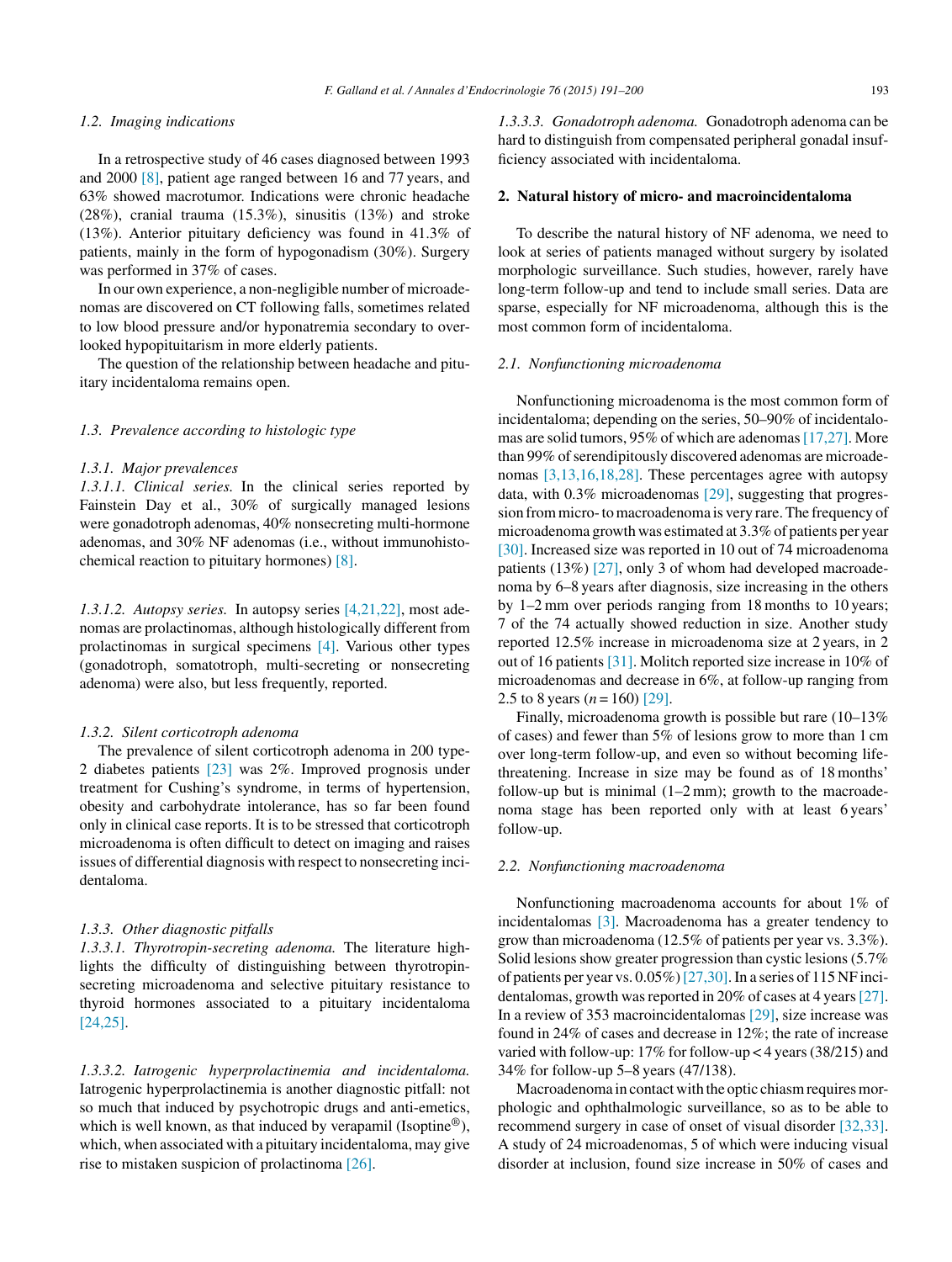### 1.2. Imaging indications

In a retrospective study of 46 cases diagnosed between 1993 and 2000 [8], patient age ranged between 16 and 77 years, and 63% showed macrotumor. Indications were chronic headache (28%), cranial trauma (15.3%), sinusitis (13%) and stroke (13%). Anterior pituitary deficiency was found in 41.3% of patients, mainly in the form of hypogonadism (30%). Surgery was performed in 37% of cases.

In our own experience, a non-negligible number of microadenomas are discovered on CT following falls, sometimes related to low blood pressure and/or hyponatremia secondary to overlooked hypopituitarism in more elderly patients.

The question of the relationship between headache and pituitary incidentaloma remains open.

### 1.3. Prevalence according to histologic type

#### 1.3.1. Major prevalences

*1.3.1.1. Clinical series.* In the clinical series reported by Fainstein Day et al., 30% of surgically managed lesions were gonadotroph adenomas, 40% nonsecreting multi-hormone adenomas, and 30% NF adenomas (i.e., without immunohistochemical reaction to pituitary hormones) [8].

*1.3.1.2. Autopsy series.* In autopsy series [4,21,22], most adenomas are prolactinomas, although histologically different from prolactinomas in surgical specimens [4]. Various other types (gonadotroph, somatotroph, multi-secreting or nonsecreting adenoma) were also, but less frequently, reported.

#### 1.3.2. Silent corticotroph adenoma

The prevalence of silent corticotroph adenoma in 200 type-2 diabetes patients [23] was 2%. Improved prognosis under treatment for Cushing's syndrome, in terms of hypertension, obesity and carbohydrate intolerance, has so far been found only in clinical case reports. It is to be stressed that corticotroph microadenoma is often difficult to detect on imaging and raises issues of differential diagnosis with respect to nonsecreting incidentaloma.

#### 1.3.3. Other diagnostic pitfalls

*1.3.3.1. Thyrotropin-secreting adenoma.* The literature highlights the difficulty of distinguishing between thyrotropin-secreting microadenoma and selective pituitary resistance to thyroid hormones associated to a pituitary incidentaloma [24,25].

*1.3.3.2. Iatrogenic hyperprolactinemia and incidentaloma.* Iatrogenic hyperprolactinemia is another diagnostic pitfall: not so much that induced by psychotropic drugs and anti-emetics, which is well known, as that induced by verapamil (Isoptine®), which, when associated with a pituitary incidentaloma, may give rise to mistaken suspicion of prolactinoma [26].

*1.3.3.3. Gonadotroph adenoma.* Gonadotroph adenoma can be hard to distinguish from compensated peripheral gonadal insufficiency associated with incidentaloma.

## 2. Natural history of micro- and macroincidentaloma

To describe the natural history of NF adenoma, we need to look at series of patients managed without surgery by isolated morphologic surveillance. Such studies, however, rarely have long-term follow-up and tend to include small series. Data are sparse, especially for NF microadenoma, although this is the most common form of incidentaloma.

### 2.1. Nonfunctioning microadenoma

Nonfunctioning microadenoma is the most common form of incidentaloma; depending on the series, 50–90% of incidentalomas are solid tumors, 95% of which are adenomas [17,27]. More than 99% of serendipitously discovered adenomas are microadenomas [3,13,16,18,28]. These percentages agree with autopsy data, with 0.3% microadenomas [29], suggesting that progression from micro- to macroadenoma is very rare. The frequency of microadenoma growth was estimated at 3.3% of patients per year [30]. Increased size was reported in 10 out of 74 microadenoma patients (13%) [27], only 3 of whom had developed macroadenoma by 6–8 years after diagnosis, size increasing in the others by 1–2 mm over periods ranging from 18 months to 10 years; 7 of the 74 actually showed reduction in size. Another study reported 12.5% increase in microadenoma size at 2 years, in 2 out of 16 patients [31]. Molitch reported size increase in 10% of microadenomas and decrease in 6%, at follow-up ranging from 2.5 to 8 years ($n = 160$) [29].

Finally, microadenoma growth is possible but rare (10–13% of cases) and fewer than 5% of lesions grow to more than 1 cm over long-term follow-up, and even so without becoming life-threatening. Increase in size may be found as of 18 months' follow-up but is minimal (1–2 mm); growth to the macroadenoma stage has been reported only with at least 6 years' follow-up.

### 2.2. Nonfunctioning macroadenoma

Nonfunctioning macroadenoma accounts for about 1% of incidentalomas [3]. Macroadenoma has a greater tendency to grow than microadenoma (12.5% of patients per year vs. 3.3%). Solid lesions show greater progression than cystic lesions (5.7% of patients per year vs. 0.05%) [27,30]. In a series of 115 NF incidentalomas, growth was reported in 20% of cases at 4 years [27]. In a review of 353 macroincidentalomas [29], size increase was found in 24% of cases and decrease in 12%; the rate of increase varied with follow-up: 17% for follow-up < 4 years (38/215) and 34% for follow-up 5–8 years (47/138).

Macroadenoma in contact with the optic chiasm requires morphologic and ophthalmologic surveillance, so as to be able to recommend surgery in case of onset of visual disorder [32,33]. A study of 24 microadenomas, 5 of which were inducing visual disorder at inclusion, found size increase in 50% of cases and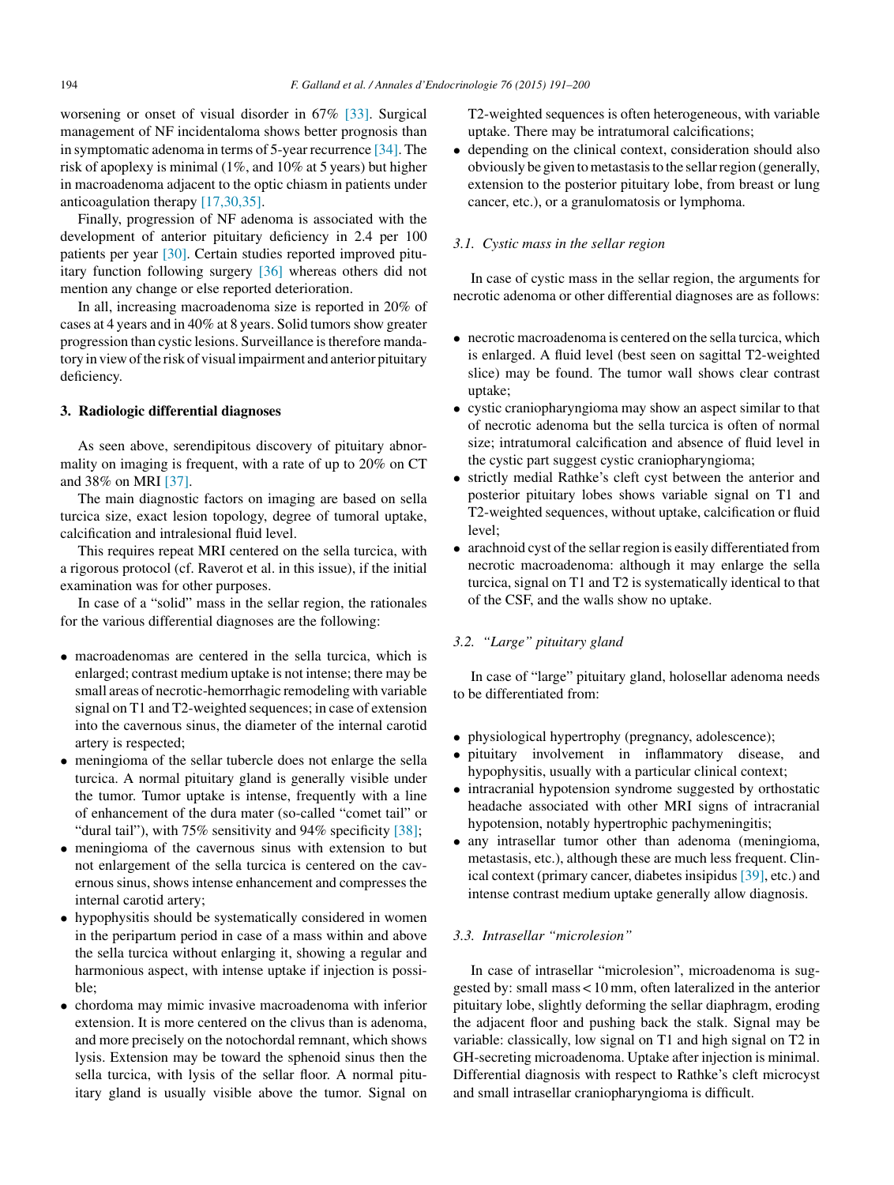worsening or onset of visual disorder in 67% [33]. Surgical management of NF incidentaloma shows better prognosis than in symptomatic adenoma in terms of 5-year recurrence [34]. The risk of apoplexy is minimal (1%, and 10% at 5 years) but higher in macroadenoma adjacent to the optic chiasm in patients under anticoagulation therapy [17,30,35].

Finally, progression of NF adenoma is associated with the development of anterior pituitary deficiency in 2.4 per 100 patients per year [30]. Certain studies reported improved pituitary function following surgery [36] whereas others did not mention any change or else reported deterioration.

In all, increasing macroadenoma size is reported in 20% of cases at 4 years and in 40% at 8 years. Solid tumors show greater progression than cystic lesions. Surveillance is therefore mandatory in view of the risk of visual impairment and anterior pituitary deficiency.

## 3. Radiologic differential diagnoses

As seen above, serendipitous discovery of pituitary abnormality on imaging is frequent, with a rate of up to 20% on CT and 38% on MRI [37].

The main diagnostic factors on imaging are based on sella turcica size, exact lesion topology, degree of tumoral uptake, calcification and intralesional fluid level.

This requires repeat MRI centered on the sella turcica, with a rigorous protocol (cf. Raverot et al. in this issue), if the initial examination was for other purposes.

In case of a "solid" mass in the sellar region, the rationales for the various differential diagnoses are the following:

- macroadenomas are centered in the sella turcica, which is enlarged; contrast medium uptake is not intense; there may be small areas of necrotic-hemorrhagic remodeling with variable signal on T1 and T2-weighted sequences; in case of extension into the cavernous sinus, the diameter of the internal carotid artery is respected;
- meningioma of the sellar tubercle does not enlarge the sella turcica. A normal pituitary gland is generally visible under the tumor. Tumor uptake is intense, frequently with a line of enhancement of the dura mater (so-called "comet tail" or "dural tail"), with 75% sensitivity and 94% specificity [38];
- meningioma of the cavernous sinus with extension to but not enlargement of the sella turcica is centered on the cavernous sinus, shows intense enhancement and compresses the internal carotid artery;
- hypophysitis should be systematically considered in women in the peripartum period in case of a mass within and above the sella turcica without enlarging it, showing a regular and harmonious aspect, with intense uptake if injection is possible;
- chordoma may mimic invasive macroadenoma with inferior extension. It is more centered on the clivus than is adenoma, and more precisely on the notochordal remnant, which shows lysis. Extension may be toward the sphenoid sinus then the sella turcica, with lysis of the sellar floor. A normal pituitary gland is usually visible above the tumor. Signal on T2-weighted sequences is often heterogeneous, with variable uptake. There may be intratumoral calcifications;
- depending on the clinical context, consideration should also obviously be given to metastasis to the sellar region (generally, extension to the posterior pituitary lobe, from breast or lung cancer, etc.), or a granulomatosis or lymphoma.

### 3.1. Cystic mass in the sellar region

In case of cystic mass in the sellar region, the arguments for necrotic adenoma or other differential diagnoses are as follows:

- necrotic macroadenoma is centered on the sella turcica, which is enlarged. A fluid level (best seen on sagittal T2-weighted slice) may be found. The tumor wall shows clear contrast uptake;
- cystic craniopharyngioma may show an aspect similar to that of necrotic adenoma but the sella turcica is often of normal size; intratumoral calcification and absence of fluid level in the cystic part suggest cystic craniopharyngioma;
- strictly medial Rathke's cleft cyst between the anterior and posterior pituitary lobes shows variable signal on T1 and T2-weighted sequences, without uptake, calcification or fluid level;
- arachnoid cyst of the sellar region is easily differentiated from necrotic macroadenoma: although it may enlarge the sella turcica, signal on T1 and T2 is systematically identical to that of the CSF, and the walls show no uptake.

### 3.2. "Large" pituitary gland

In case of "large" pituitary gland, holosellar adenoma needs to be differentiated from:

- physiological hypertrophy (pregnancy, adolescence);
- pituitary involvement in inflammatory disease, and hypophysitis, usually with a particular clinical context;
- intracranial hypotension syndrome suggested by orthostatic headache associated with other MRI signs of intracranial hypotension, notably hypertrophic pachymeningitis;
- any intrasellar tumor other than adenoma (meningioma, metastasis, etc.), although these are much less frequent. Clinical context (primary cancer, diabetes insipidus [39], etc.) and intense contrast medium uptake generally allow diagnosis.

### 3.3. Intrasellar "microlesion"

In case of intrasellar "microlesion", microadenoma is suggested by: small mass < 10 mm, often lateralized in the anterior pituitary lobe, slightly deforming the sellar diaphragm, eroding the adjacent floor and pushing back the stalk. Signal may be variable: classically, low signal on T1 and high signal on T2 in GH-secreting microadenoma. Uptake after injection is minimal. Differential diagnosis with respect to Rathke's cleft microcyst and small intrasellar craniopharyngioma is difficult.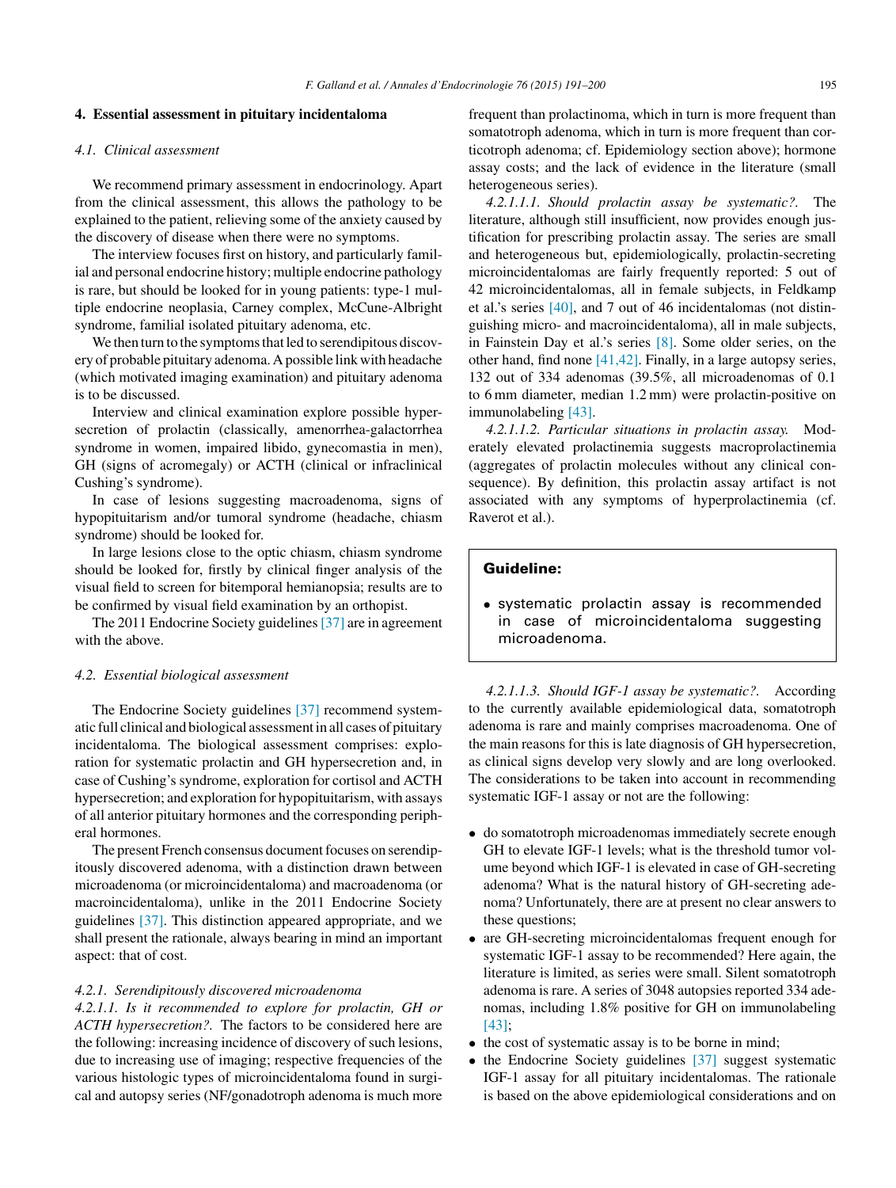## 4. Essential assessment in pituitary incidentaloma

### 4.1. Clinical assessment

We recommend primary assessment in endocrinology. Apart from the clinical assessment, this allows the pathology to be explained to the patient, relieving some of the anxiety caused by the discovery of disease when there were no symptoms.

The interview focuses first on history, and particularly familial and personal endocrine history; multiple endocrine pathology is rare, but should be looked for in young patients: type-1 multiple endocrine neoplasia, Carney complex, McCune-Albright syndrome, familial isolated pituitary adenoma, etc.

We then turn to the symptoms that led to serendipitous discovery of probable pituitary adenoma. A possible link with headache (which motivated imaging examination) and pituitary adenoma is to be discussed.

Interview and clinical examination explore possible hypersecretion of prolactin (classically, amenorrhea-galactorrhea syndrome in women, impaired libido, gynecomastia in men), GH (signs of acromegaly) or ACTH (clinical or infraclinical Cushing's syndrome).

In case of lesions suggesting macroadenoma, signs of hypopituitarism and/or tumoral syndrome (headache, chiasm syndrome) should be looked for.

In large lesions close to the optic chiasm, chiasm syndrome should be looked for, firstly by clinical finger analysis of the visual field to screen for bitemporal hemianopsia; results are to be confirmed by visual field examination by an orthopist.

The 2011 Endocrine Society guidelines [37] are in agreement with the above.

### 4.2. Essential biological assessment

The Endocrine Society guidelines [37] recommend systematic full clinical and biological assessment in all cases of pituitary incidentaloma. The biological assessment comprises: exploration for systematic prolactin and GH hypersecretion and, in case of Cushing's syndrome, exploration for cortisol and ACTH hypersecretion; and exploration for hypopituitarism, with assays of all anterior pituitary hormones and the corresponding peripheral hormones.

The present French consensus document focuses on serendipitously discovered adenoma, with a distinction drawn between microadenoma (or microincidentaloma) and macroadenoma (or macroincidentaloma), unlike in the 2011 Endocrine Society guidelines [37]. This distinction appeared appropriate, and we shall present the rationale, always bearing in mind an important aspect: that of cost.

#### 4.2.1. Serendipitously discovered microadenoma

*4.2.1.1. Is it recommended to explore for prolactin, GH or ACTH hypersecretion?.* The factors to be considered here are the following: increasing incidence of discovery of such lesions, due to increasing use of imaging; respective frequencies of the various histologic types of microincidentaloma found in surgical and autopsy series (NF/gonadotroph adenoma is much more frequent than prolactinoma, which in turn is more frequent than somatotroph adenoma, which in turn is more frequent than corticotroph adenoma; cf. Epidemiology section above); hormone assay costs; and the lack of evidence in the literature (small heterogeneous series).

*4.2.1.1.1. Should prolactin assay be systematic?.* The literature, although still insufficient, now provides enough justification for prescribing prolactin assay. The series are small and heterogeneous but, epidemiologically, prolactin-secreting microincidentalomas are fairly frequently reported: 5 out of 42 microincidentalomas, all in female subjects, in Feldkamp et al.'s series [40], and 7 out of 46 incidentalomas (not distinguishing micro- and macroincidentaloma), all in male subjects, in Fainstein Day et al.'s series [8]. Some older series, on the other hand, find none [41,42]. Finally, in a large autopsy series, 132 out of 334 adenomas (39.5%, all microadenomas of 0.1 to 6 mm diameter, median 1.2 mm) were prolactin-positive on immunolabeling [43].

*4.2.1.1.2. Particular situations in prolactin assay.* Moderately elevated prolactinemia suggests macroprolactinemia (aggregates of prolactin molecules without any clinical consequence). By definition, this prolactin assay artifact is not associated with any symptoms of hyperprolactinemia (cf. Raverot et al.).

> **Guideline:**
>
> - systematic prolactin assay is recommended in case of microincidentaloma suggesting microadenoma.

*4.2.1.1.3. Should IGF-1 assay be systematic?.* According to the currently available epidemiological data, somatotroph adenoma is rare and mainly comprises macroadenoma. One of the main reasons for this is late diagnosis of GH hypersecretion, as clinical signs develop very slowly and are long overlooked. The considerations to be taken into account in recommending systematic IGF-1 assay or not are the following:

- do somatotroph microadenomas immediately secrete enough GH to elevate IGF-1 levels; what is the threshold tumor volume beyond which IGF-1 is elevated in case of GH-secreting adenoma? What is the natural history of GH-secreting adenoma? Unfortunately, there are at present no clear answers to these questions;
- are GH-secreting microincidentalomas frequent enough for systematic IGF-1 assay to be recommended? Here again, the literature is limited, as series were small. Silent somatotroph adenoma is rare. A series of 3048 autopsies reported 334 adenomas, including 1.8% positive for GH on immunolabeling [43];
- the cost of systematic assay is to be borne in mind;
- the Endocrine Society guidelines [37] suggest systematic IGF-1 assay for all pituitary incidentalomas. The rationale is based on the above epidemiological considerations and on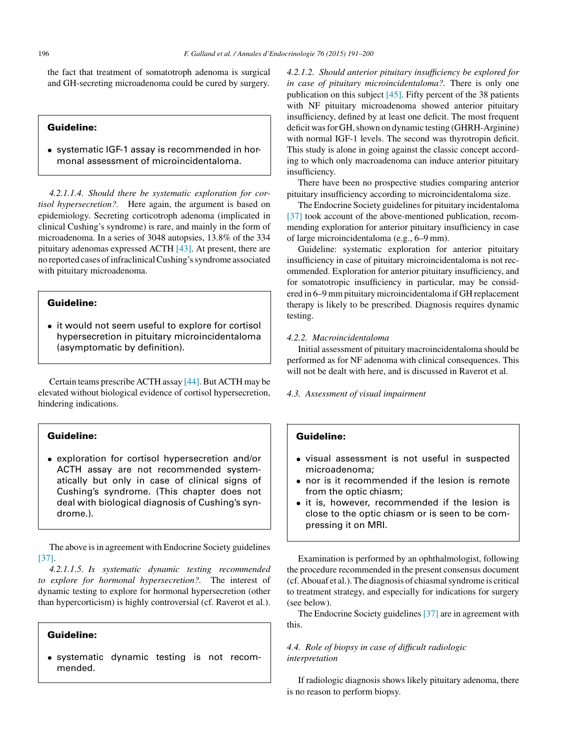the fact that treatment of somatotroph adenoma is surgical and GH-secreting microadenoma could be cured by surgery.

> **Guideline:**
>
> - systematic IGF-1 assay is recommended in hormonal assessment of microincidentaloma.

*4.2.1.1.4. Should there be systematic exploration for cortisol hypersecretion?.* Here again, the argument is based on epidemiology. Secreting corticotroph adenoma (implicated in clinical Cushing's syndrome) is rare, and mainly in the form of microadenoma. In a series of 3048 autopsies, 13.8% of the 334 pituitary adenomas expressed ACTH [43]. At present, there are no reported cases of infraclinical Cushing's syndrome associated with pituitary microadenoma.

> **Guideline:**
>
> - it would not seem useful to explore for cortisol hypersecretion in pituitary microincidentaloma (asymptomatic by definition).

Certain teams prescribe ACTH assay [44]. But ACTH may be elevated without biological evidence of cortisol hypersecretion, hindering indications.

> **Guideline:**
>
> - exploration for cortisol hypersecretion and/or ACTH assay are not recommended systematically but only in case of clinical signs of Cushing's syndrome. (This chapter does not deal with biological diagnosis of Cushing's syndrome.).

The above is in agreement with Endocrine Society guidelines [37].

*4.2.1.1.5. Is systematic dynamic testing recommended to explore for hormonal hypersecretion?.* The interest of dynamic testing to explore for hormonal hypersecretion (other than hypercorticism) is highly controversial (cf. Raverot et al.).

> **Guideline:**
>
> - systematic dynamic testing is not recommended.

*4.2.1.2. Should anterior pituitary insufficiency be explored for in case of pituitary microincidentaloma?.* There is only one publication on this subject [45]. Fifty percent of the 38 patients with NF pituitary microadenoma showed anterior pituitary insufficiency, defined by at least one deficit. The most frequent deficit was for GH, shown on dynamic testing (GHRH-Arginine) with normal IGF-1 levels. The second was thyrotropin deficit. This study is alone in going against the classic concept according to which only macroadenoma can induce anterior pituitary insufficiency.

There have been no prospective studies comparing anterior pituitary insufficiency according to microincidentaloma size.

The Endocrine Society guidelines for pituitary incidentaloma [37] took account of the above-mentioned publication, recommending exploration for anterior pituitary insufficiency in case of large microincidentaloma (e.g., 6–9 mm).

Guideline: systematic exploration for anterior pituitary insufficiency in case of pituitary microincidentaloma is not recommended. Exploration for anterior pituitary insufficiency, and for somatotropic insufficiency in particular, may be considered in 6–9 mm pituitary microincidentaloma if GH replacement therapy is likely to be prescribed. Diagnosis requires dynamic testing.

#### *4.2.2. Macroincidentaloma*

Initial assessment of pituitary macroincidentaloma should be performed as for NF adenoma with clinical consequences. This will not be dealt with here, and is discussed in Raverot et al.

### *4.3. Assessment of visual impairment*

> **Guideline:**
>
> - visual assessment is not useful in suspected microadenoma;
> - nor is it recommended if the lesion is remote from the optic chiasm;
> - it is, however, recommended if the lesion is close to the optic chiasm or is seen to be compressing it on MRI.

Examination is performed by an ophthalmologist, following the procedure recommended in the present consensus document (cf. Abouaf et al.). The diagnosis of chiasmal syndrome is critical to treatment strategy, and especially for indications for surgery (see below).

The Endocrine Society guidelines [37] are in agreement with this.

### *4.4. Role of biopsy in case of difficult radiologic interpretation*

If radiologic diagnosis shows likely pituitary adenoma, there is no reason to perform biopsy.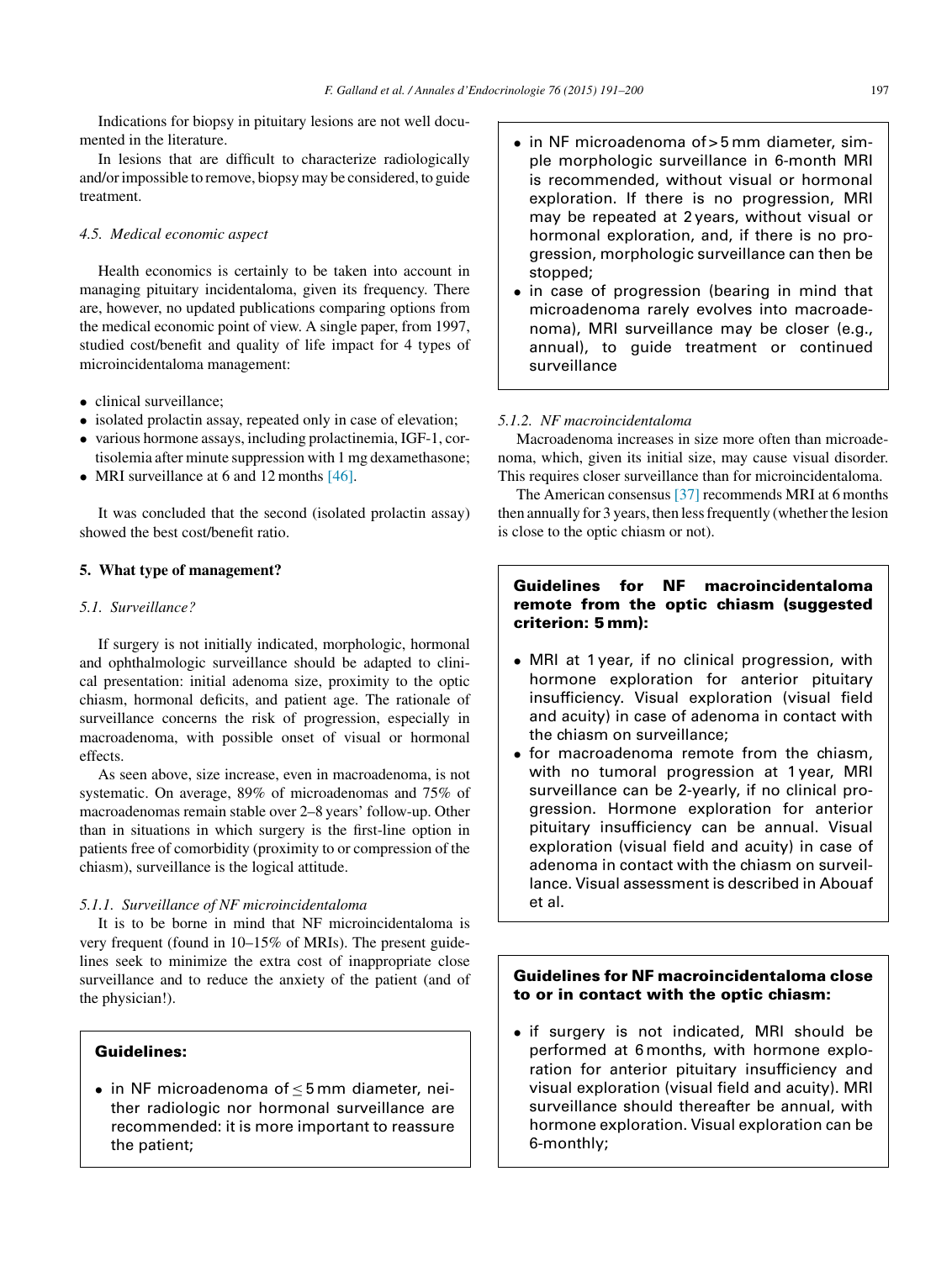Indications for biopsy in pituitary lesions are not well documented in the literature.

In lesions that are difficult to characterize radiologically and/or impossible to remove, biopsy may be considered, to guide treatment.

### 4.5. Medical economic aspect

Health economics is certainly to be taken into account in managing pituitary incidentaloma, given its frequency. There are, however, no updated publications comparing options from the medical economic point of view. A single paper, from 1997, studied cost/benefit and quality of life impact for 4 types of microincidentaloma management:

- clinical surveillance;
- isolated prolactin assay, repeated only in case of elevation;
- various hormone assays, including prolactinemia, IGF-1, cortisolemia after minute suppression with 1 mg dexamethasone;
- MRI surveillance at 6 and 12 months [46].

It was concluded that the second (isolated prolactin assay) showed the best cost/benefit ratio.

## 5. What type of management?

### 5.1. Surveillance?

If surgery is not initially indicated, morphologic, hormonal and ophthalmologic surveillance should be adapted to clinical presentation: initial adenoma size, proximity to the optic chiasm, hormonal deficits, and patient age. The rationale of surveillance concerns the risk of progression, especially in macroadenoma, with possible onset of visual or hormonal effects.

As seen above, size increase, even in macroadenoma, is not systematic. On average, 89% of microadenomas and 75% of macroadenomas remain stable over 2–8 years' follow-up. Other than in situations in which surgery is the first-line option in patients free of comorbidity (proximity to or compression of the chiasm), surveillance is the logical attitude.

#### 5.1.1. Surveillance of NF microincidentaloma

It is to be borne in mind that NF microincidentaloma is very frequent (found in 10–15% of MRIs). The present guidelines seek to minimize the extra cost of inappropriate close surveillance and to reduce the anxiety of the patient (and of the physician!).

**Guidelines:**

- in NF microadenoma of ≤ 5 mm diameter, neither radiologic nor hormonal surveillance are recommended: it is more important to reassure the patient;
- in NF microadenoma of > 5 mm diameter, simple morphologic surveillance in 6-month MRI is recommended, without visual or hormonal exploration. If there is no progression, MRI may be repeated at 2 years, without visual or hormonal exploration, and, if there is no progression, morphologic surveillance can then be stopped;
- in case of progression (bearing in mind that microadenoma rarely evolves into macroadenoma), MRI surveillance may be closer (e.g., annual), to guide treatment or continued surveillance

#### 5.1.2. NF macroincidentaloma

Macroadenoma increases in size more often than microadenoma, which, given its initial size, may cause visual disorder. This requires closer surveillance than for microincidentaloma.

The American consensus [37] recommends MRI at 6 months then annually for 3 years, then less frequently (whether the lesion is close to the optic chiasm or not).

**Guidelines for NF macroincidentaloma remote from the optic chiasm (suggested criterion: 5 mm):**

- MRI at 1 year, if no clinical progression, with hormone exploration for anterior pituitary insufficiency. Visual exploration (visual field and acuity) in case of adenoma in contact with the chiasm on surveillance;
- for macroadenoma remote from the chiasm, with no tumoral progression at 1 year, MRI surveillance can be 2-yearly, if no clinical progression. Hormone exploration for anterior pituitary insufficiency can be annual. Visual exploration (visual field and acuity) in case of adenoma in contact with the chiasm on surveillance. Visual assessment is described in Abouaf et al.

**Guidelines for NF macroincidentaloma close to or in contact with the optic chiasm:**

- if surgery is not indicated, MRI should be performed at 6 months, with hormone exploration for anterior pituitary insufficiency and visual exploration (visual field and acuity). MRI surveillance should thereafter be annual, with hormone exploration. Visual exploration can be 6-monthly;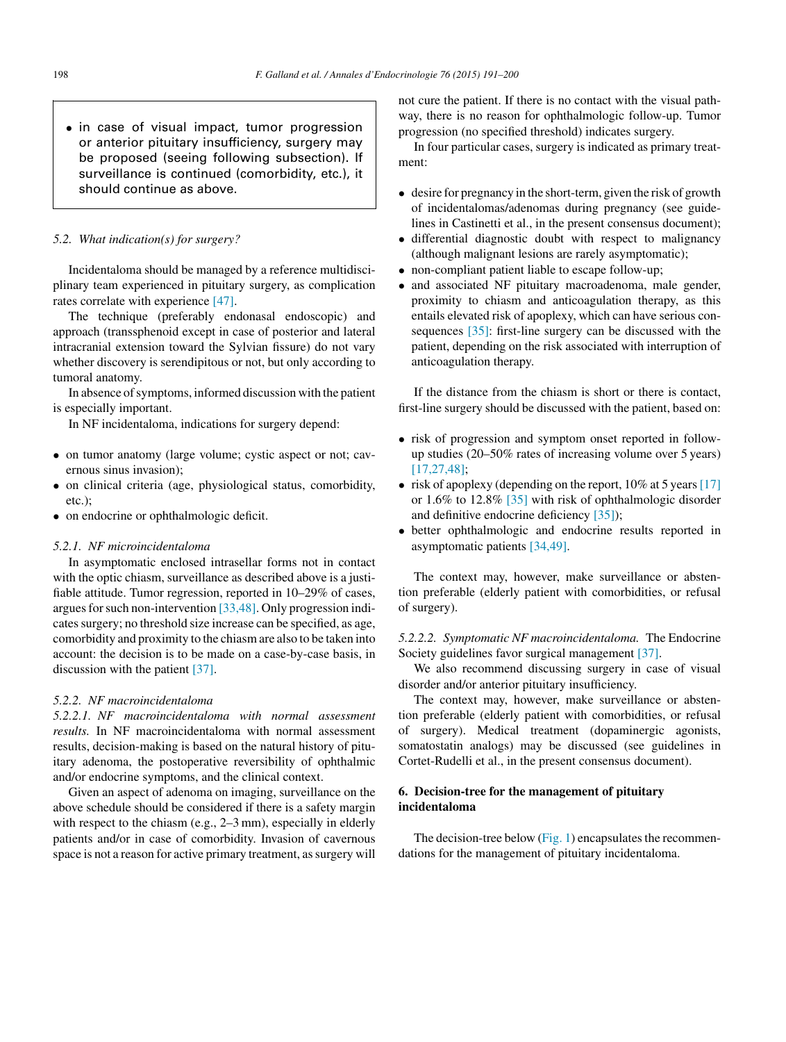- in case of visual impact, tumor progression or anterior pituitary insufficiency, surgery may be proposed (seeing following subsection). If surveillance is continued (comorbidity, etc.), it should continue as above.

### 5.2. What indication(s) for surgery?

Incidentaloma should be managed by a reference multidisciplinary team experienced in pituitary surgery, as complication rates correlate with experience [47].

The technique (preferably endonasal endoscopic) and approach (transsphenoid except in case of posterior and lateral intracranial extension toward the Sylvian fissure) do not vary whether discovery is serendipitous or not, but only according to tumoral anatomy.

In absence of symptoms, informed discussion with the patient is especially important.

In NF incidentaloma, indications for surgery depend:

- on tumor anatomy (large volume; cystic aspect or not; cavernous sinus invasion);
- on clinical criteria (age, physiological status, comorbidity, etc.);
- on endocrine or ophthalmologic deficit.

#### 5.2.1. NF microincidentaloma

In asymptomatic enclosed intrasellar forms not in contact with the optic chiasm, surveillance as described above is a justifiable attitude. Tumor regression, reported in 10–29% of cases, argues for such non-intervention [33,48]. Only progression indicates surgery; no threshold size increase can be specified, as age, comorbidity and proximity to the chiasm are also to be taken into account: the decision is to be made on a case-by-case basis, in discussion with the patient [37].

#### 5.2.2. NF macroincidentaloma

*5.2.2.1. NF macroincidentaloma with normal assessment results.* In NF macroincidentaloma with normal assessment results, decision-making is based on the natural history of pituitary adenoma, the postoperative reversibility of ophthalmic and/or endocrine symptoms, and the clinical context.

Given an aspect of adenoma on imaging, surveillance on the above schedule should be considered if there is a safety margin with respect to the chiasm (e.g., 2–3 mm), especially in elderly patients and/or in case of comorbidity. Invasion of cavernous space is not a reason for active primary treatment, as surgery will not cure the patient. If there is no contact with the visual pathway, there is no reason for ophthalmologic follow-up. Tumor progression (no specified threshold) indicates surgery.

In four particular cases, surgery is indicated as primary treatment:

- desire for pregnancy in the short-term, given the risk of growth of incidentalomas/adenomas during pregnancy (see guidelines in Castinetti et al., in the present consensus document);
- differential diagnostic doubt with respect to malignancy (although malignant lesions are rarely asymptomatic);
- non-compliant patient liable to escape follow-up;
- and associated NF pituitary macroadenoma, male gender, proximity to chiasm and anticoagulation therapy, as this entails elevated risk of apoplexy, which can have serious consequences [35]: first-line surgery can be discussed with the patient, depending on the risk associated with interruption of anticoagulation therapy.

If the distance from the chiasm is short or there is contact, first-line surgery should be discussed with the patient, based on:

- risk of progression and symptom onset reported in follow-up studies (20–50% rates of increasing volume over 5 years) [17,27,48];
- risk of apoplexy (depending on the report, 10% at 5 years [17] or 1.6% to 12.8% [35] with risk of ophthalmologic disorder and definitive endocrine deficiency [35]);
- better ophthalmologic and endocrine results reported in asymptomatic patients [34,49].

The context may, however, make surveillance or abstention preferable (elderly patient with comorbidities, or refusal of surgery).

*5.2.2.2. Symptomatic NF macroincidentaloma.* The Endocrine Society guidelines favor surgical management [37].

We also recommend discussing surgery in case of visual disorder and/or anterior pituitary insufficiency.

The context may, however, make surveillance or abstention preferable (elderly patient with comorbidities, or refusal of surgery). Medical treatment (dopaminergic agonists, somatostatin analogs) may be discussed (see guidelines in Cortet-Rudelli et al., in the present consensus document).

## 6. Decision-tree for the management of pituitary incidentaloma

The decision-tree below (Fig. 1) encapsulates the recommendations for the management of pituitary incidentaloma.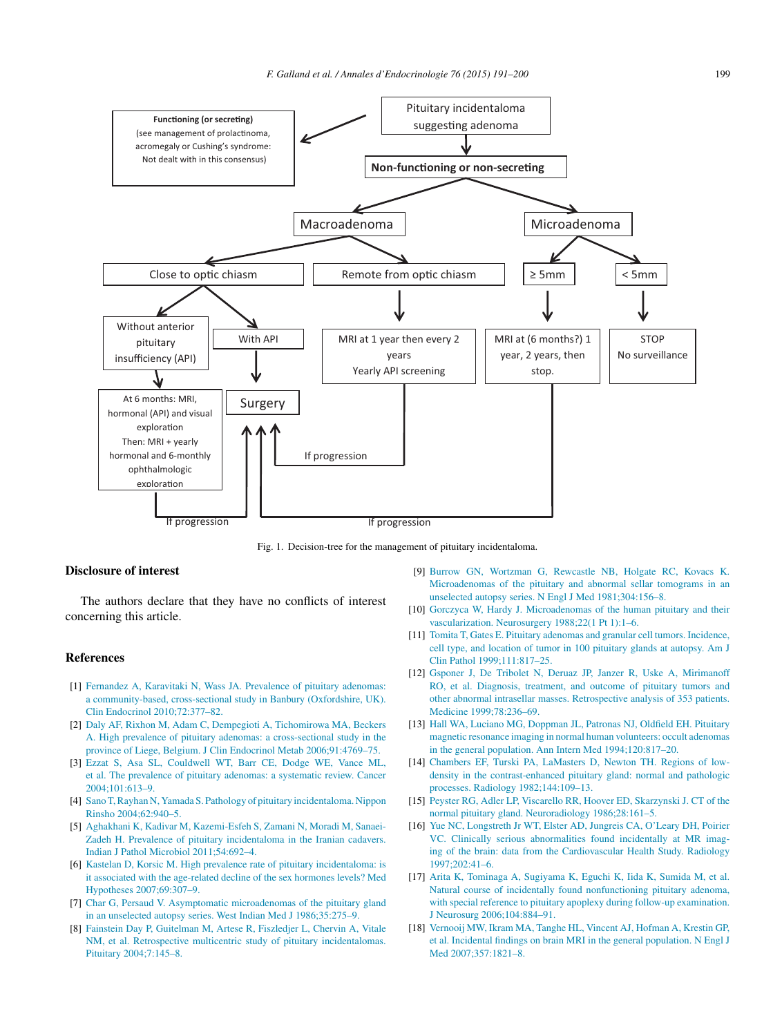Pituitary incidentaloma suggesting adenoma

**Functioning (or secreting)**
(see management of prolactinoma, acromegaly or Cushing's syndrome: Not dealt with in this consensus)

**Non-functioning or non-secreting**

Macroadenoma

Microadenoma

Close to optic chiasm

Remote from optic chiasm

≥ 5mm

< 5mm

Without anterior pituitary insufficiency (API)

With API

MRI at 1 year then every 2 years
Yearly API screening

MRI at (6 months?) 1 year, 2 years, then stop.

STOP
No surveillance

At 6 months: MRI, hormonal (API) and visual exploration
Then: MRI + yearly hormonal and 6-monthly ophthalmologic exploration

Surgery

If progression

If progression

If progression

Fig. 1. Decision-tree for the management of pituitary incidentaloma.

## Disclosure of interest

The authors declare that they have no conflicts of interest concerning this article.

## References

[1] Fernandez A, Karavitaki N, Wass JA. Prevalence of pituitary adenomas: a community-based, cross-sectional study in Banbury (Oxfordshire, UK). Clin Endocrinol 2010;72:377–82.

[2] Daly AF, Rixhon M, Adam C, Dempegioti A, Tichomirowa MA, Beckers A. High prevalence of pituitary adenomas: a cross-sectional study in the province of Liege, Belgium. J Clin Endocrinol Metab 2006;91:4769–75.

[3] Ezzat S, Asa SL, Couldwell WT, Barr CE, Dodge WE, Vance ML, et al. The prevalence of pituitary adenomas: a systematic review. Cancer 2004;101:613–9.

[4] Sano T, Rayhan N, Yamada S. Pathology of pituitary incidentaloma. Nippon Rinsho 2004;62:940–5.

[5] Aghakhani K, Kadivar M, Kazemi-Esfeh S, Zamani N, Moradi M, Sanaei-Zadeh H. Prevalence of pituitary incidentaloma in the Iranian cadavers. Indian J Pathol Microbiol 2011;54:692–4.

[6] Kastelan D, Korsic M. High prevalence rate of pituitary incidentaloma: is it associated with the age-related decline of the sex hormones levels? Med Hypotheses 2007;69:307–9.

[7] Char G, Persaud V. Asymptomatic microadenomas of the pituitary gland in an unselected autopsy series. West Indian Med J 1986;35:275–9.

[8] Fainstein Day P, Guitelman M, Artese R, Fiszledjer L, Chervin A, Vitale NM, et al. Retrospective multicentric study of pituitary incidentalomas. Pituitary 2004;7:145–8.

[9] Burrow GN, Wortzman G, Rewcastle NB, Holgate RC, Kovacs K. Microadenomas of the pituitary and abnormal sellar tomograms in an unselected autopsy series. N Engl J Med 1981;304:156–8.

[10] Gorczyca W, Hardy J. Microadenomas of the human pituitary and their vascularization. Neurosurgery 1988;22(1 Pt 1):1–6.

[11] Tomita T, Gates E. Pituitary adenomas and granular cell tumors. Incidence, cell type, and location of tumor in 100 pituitary glands at autopsy. Am J Clin Pathol 1999;111:817–25.

[12] Gsponer J, De Tribolet N, Deruaz JP, Janzer R, Uske A, Mirimanoff RO, et al. Diagnosis, treatment, and outcome of pituitary tumors and other abnormal intrasellar masses. Retrospective analysis of 353 patients. Medicine 1999;78:236–69.

[13] Hall WA, Luciano MG, Doppman JL, Patronas NJ, Oldfield EH. Pituitary magnetic resonance imaging in normal human volunteers: occult adenomas in the general population. Ann Intern Med 1994;120:817–20.

[14] Chambers EF, Turski PA, LaMasters D, Newton TH. Regions of low-density in the contrast-enhanced pituitary gland: normal and pathologic processes. Radiology 1982;144:109–13.

[15] Peyster RG, Adler LP, Viscarello RR, Hoover ED, Skarzynski J. CT of the normal pituitary gland. Neuroradiology 1986;28:161–5.

[16] Yue NC, Longstreth Jr WT, Elster AD, Jungreis CA, O'Leary DH, Poirier VC. Clinically serious abnormalities found incidentally at MR imaging of the brain: data from the Cardiovascular Health Study. Radiology 1997;202:41–6.

[17] Arita K, Tominaga A, Sugiyama K, Eguchi K, Iida K, Sumida M, et al. Natural course of incidentally found nonfunctioning pituitary adenoma, with special reference to pituitary apoplexy during follow-up examination. J Neurosurg 2006;104:884–91.

[18] Vernooij MW, Ikram MA, Tanghe HL, Vincent AJ, Hofman A, Krestin GP, et al. Incidental findings on brain MRI in the general population. N Engl J Med 2007;357:1821–8.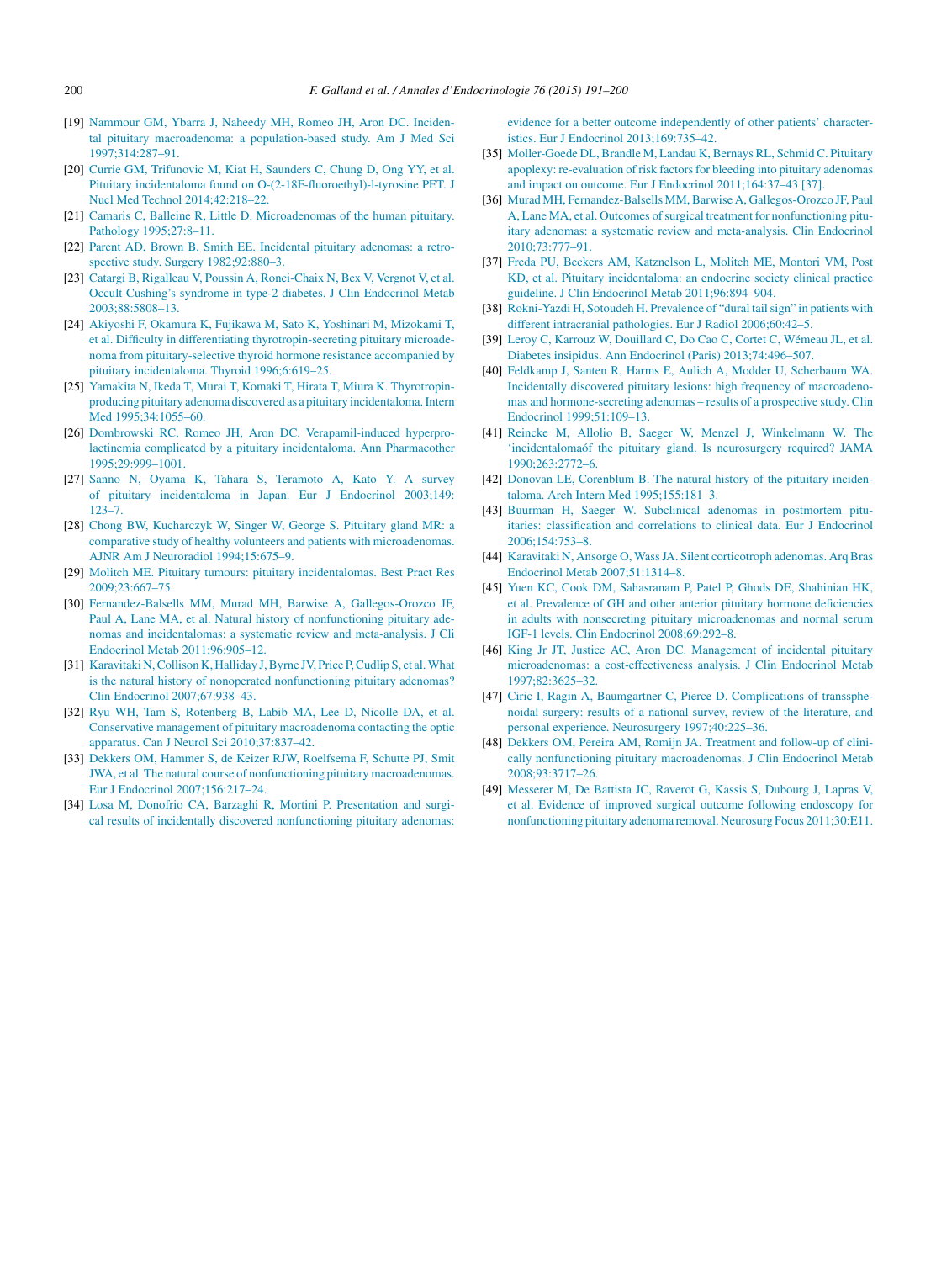[19] Nammour GM, Ybarra J, Naheedy MH, Romeo JH, Aron DC. Incidental pituitary macroadenoma: a population-based study. Am J Med Sci 1997;314:287–91.

[20] Currie GM, Trifunovic M, Kiat H, Saunders C, Chung D, Ong YY, et al. Pituitary incidentaloma found on O-(2-18F-fluoroethyl)-l-tyrosine PET. J Nucl Med Technol 2014;42:218–22.

[21] Camaris C, Balleine R, Little D. Microadenomas of the human pituitary. Pathology 1995;27:8–11.

[22] Parent AD, Brown B, Smith EE. Incidental pituitary adenomas: a retrospective study. Surgery 1982;92:880–3.

[23] Catargi B, Rigalleau V, Poussin A, Ronci-Chaix N, Bex V, Vergnot V, et al. Occult Cushing's syndrome in type-2 diabetes. J Clin Endocrinol Metab 2003;88:5808–13.

[24] Akiyoshi F, Okamura K, Fujikawa M, Sato K, Yoshinari M, Mizokami T, et al. Difficulty in differentiating thyrotropin-secreting pituitary microadenoma from pituitary-selective thyroid hormone resistance accompanied by pituitary incidentaloma. Thyroid 1996;6:619–25.

[25] Yamakita N, Ikeda T, Murai T, Komaki T, Hirata T, Miura K. Thyrotropin-producing pituitary adenoma discovered as a pituitary incidentaloma. Intern Med 1995;34:1055–60.

[26] Dombrowski RC, Romeo JH, Aron DC. Verapamil-induced hyperprolactinemia complicated by a pituitary incidentaloma. Ann Pharmacother 1995;29:999–1001.

[27] Sanno N, Oyama K, Tahara S, Teramoto A, Kato Y. A survey of pituitary incidentaloma in Japan. Eur J Endocrinol 2003;149:123–7.

[28] Chong BW, Kucharczyk W, Singer W, George S. Pituitary gland MR: a comparative study of healthy volunteers and patients with microadenomas. AJNR Am J Neuroradiol 1994;15:675–9.

[29] Molitch ME. Pituitary tumours: pituitary incidentalomas. Best Pract Res 2009;23:667–75.

[30] Fernandez-Balsells MM, Murad MH, Barwise A, Gallegos-Orozco JF, Paul A, Lane MA, et al. Natural history of nonfunctioning pituitary adenomas and incidentalomas: a systematic review and meta-analysis. J Cli Endocrinol Metab 2011;96:905–12.

[31] Karavitaki N, Collison K, Halliday J, Byrne JV, Price P, Cudlip S, et al. What is the natural history of nonoperated nonfunctioning pituitary adenomas? Clin Endocrinol 2007;67:938–43.

[32] Ryu WH, Tam S, Rotenberg B, Labib MA, Lee D, Nicolle DA, et al. Conservative management of pituitary macroadenoma contacting the optic apparatus. Can J Neurol Sci 2010;37:837–42.

[33] Dekkers OM, Hammer S, de Keizer RJW, Roelfsema F, Schutte PJ, Smit JWA, et al. The natural course of nonfunctioning pituitary macroadenomas. Eur J Endocrinol 2007;156:217–24.

[34] Losa M, Donofrio CA, Barzaghi R, Mortini P. Presentation and surgical results of incidentally discovered nonfunctioning pituitary adenomas: evidence for a better outcome independently of other patients' characteristics. Eur J Endocrinol 2013;169:735–42.

[35] Moller-Goede DL, Brandle M, Landau K, Bernays RL, Schmid C. Pituitary apoplexy: re-evaluation of risk factors for bleeding into pituitary adenomas and impact on outcome. Eur J Endocrinol 2011;164:37–43 [37].

[36] Murad MH, Fernandez-Balsells MM, Barwise A, Gallegos-Orozco JF, Paul A, Lane MA, et al. Outcomes of surgical treatment for nonfunctioning pituitary adenomas: a systematic review and meta-analysis. Clin Endocrinol 2010;73:777–91.

[37] Freda PU, Beckers AM, Katznelson L, Molitch ME, Montori VM, Post KD, et al. Pituitary incidentaloma: an endocrine society clinical practice guideline. J Clin Endocrinol Metab 2011;96:894–904.

[38] Rokni-Yazdi H, Sotoudeh H. Prevalence of "dural tail sign" in patients with different intracranial pathologies. Eur J Radiol 2006;60:42–5.

[39] Leroy C, Karrouz W, Douillard C, Do Cao C, Cortet C, Wémeau JL, et al. Diabetes insipidus. Ann Endocrinol (Paris) 2013;74:496–507.

[40] Feldkamp J, Santen R, Harms E, Aulich A, Modder U, Scherbaum WA. Incidentally discovered pituitary lesions: high frequency of macroadenomas and hormone-secreting adenomas – results of a prospective study. Clin Endocrinol 1999;51:109–13.

[41] Reincke M, Allolio B, Saeger W, Menzel J, Winkelmann W. The 'incidentalomaóf the pituitary gland. Is neurosurgery required? JAMA 1990;263:2772–6.

[42] Donovan LE, Corenblum B. The natural history of the pituitary incidentaloma. Arch Intern Med 1995;155:181–3.

[43] Buurman H, Saeger W. Subclinical adenomas in postmortem pituitaries: classification and correlations to clinical data. Eur J Endocrinol 2006;154:753–8.

[44] Karavitaki N, Ansorge O, Wass JA. Silent corticotroph adenomas. Arq Bras Endocrinol Metab 2007;51:1314–8.

[45] Yuen KC, Cook DM, Sahasranam P, Patel P, Ghods DE, Shahinian HK, et al. Prevalence of GH and other anterior pituitary hormone deficiencies in adults with nonsecreting pituitary microadenomas and normal serum IGF-1 levels. Clin Endocrinol 2008;69:292–8.

[46] King Jr JT, Justice AC, Aron DC. Management of incidental pituitary microadenomas: a cost-effectiveness analysis. J Clin Endocrinol Metab 1997;82:3625–32.

[47] Ciric I, Ragin A, Baumgartner C, Pierce D. Complications of transsphenoidal surgery: results of a national survey, review of the literature, and personal experience. Neurosurgery 1997;40:225–36.

[48] Dekkers OM, Pereira AM, Romijn JA. Treatment and follow-up of clinically nonfunctioning pituitary macroadenomas. J Clin Endocrinol Metab 2008;93:3717–26.

[49] Messerer M, De Battista JC, Raverot G, Kassis S, Dubourg J, Lapras V, et al. Evidence of improved surgical outcome following endoscopy for nonfunctioning pituitary adenoma removal. Neurosurg Focus 2011;30:E11.